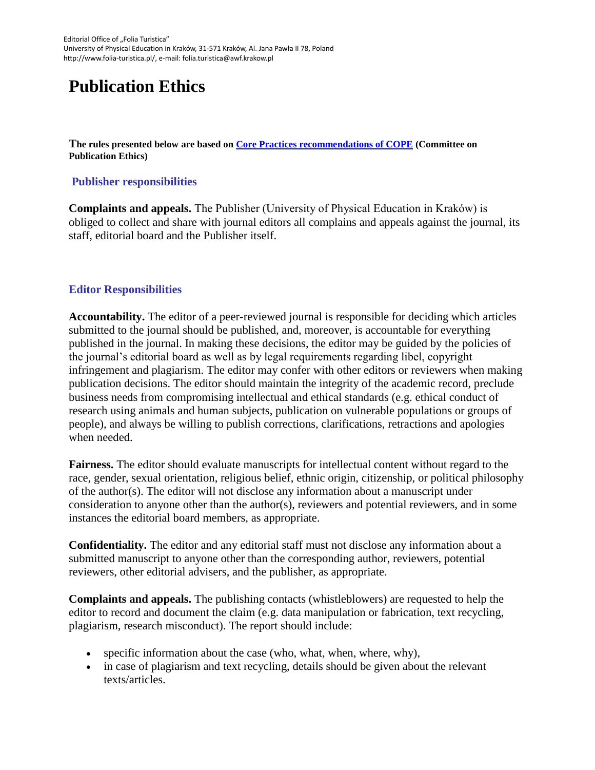Editorial Office of „Folia Turistica"
University of Physical Education in Kraków, 31-571 Kraków, Al. Jana Pawła II 78, Poland
http://www.folia-turistica.pl/, e-mail: folia.turistica@awf.krakow.pl

# Publication Ethics

**The rules presented below are based on Core Practices recommendations of COPE (Committee on Publication Ethics)**

## Publisher responsibilities

**Complaints and appeals.** The Publisher (University of Physical Education in Kraków) is obliged to collect and share with journal editors all complains and appeals against the journal, its staff, editorial board and the Publisher itself.

## Editor Responsibilities

**Accountability.** The editor of a peer-reviewed journal is responsible for deciding which articles submitted to the journal should be published, and, moreover, is accountable for everything published in the journal. In making these decisions, the editor may be guided by the policies of the journal's editorial board as well as by legal requirements regarding libel, copyright infringement and plagiarism. The editor may confer with other editors or reviewers when making publication decisions. The editor should maintain the integrity of the academic record, preclude business needs from compromising intellectual and ethical standards (e.g. ethical conduct of research using animals and human subjects, publication on vulnerable populations or groups of people), and always be willing to publish corrections, clarifications, retractions and apologies when needed.

**Fairness.** The editor should evaluate manuscripts for intellectual content without regard to the race, gender, sexual orientation, religious belief, ethnic origin, citizenship, or political philosophy of the author(s). The editor will not disclose any information about a manuscript under consideration to anyone other than the author(s), reviewers and potential reviewers, and in some instances the editorial board members, as appropriate.

**Confidentiality.** The editor and any editorial staff must not disclose any information about a submitted manuscript to anyone other than the corresponding author, reviewers, potential reviewers, other editorial advisers, and the publisher, as appropriate.

**Complaints and appeals.** The publishing contacts (whistleblowers) are requested to help the editor to record and document the claim (e.g. data manipulation or fabrication, text recycling, plagiarism, research misconduct). The report should include:

- specific information about the case (who, what, when, where, why),
- in case of plagiarism and text recycling, details should be given about the relevant texts/articles.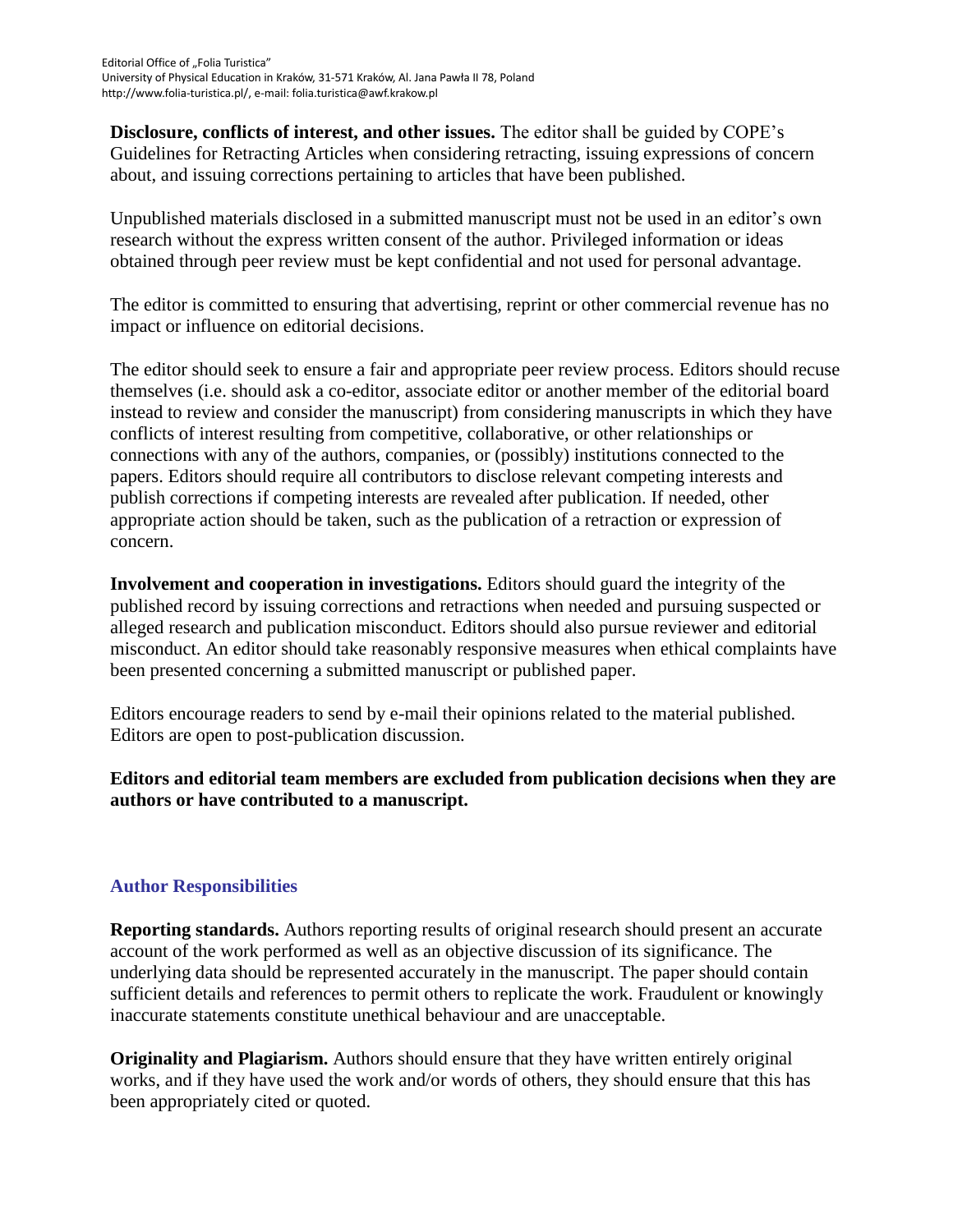**Disclosure, conflicts of interest, and other issues.** The editor shall be guided by COPE's Guidelines for Retracting Articles when considering retracting, issuing expressions of concern about, and issuing corrections pertaining to articles that have been published.

Unpublished materials disclosed in a submitted manuscript must not be used in an editor's own research without the express written consent of the author. Privileged information or ideas obtained through peer review must be kept confidential and not used for personal advantage.

The editor is committed to ensuring that advertising, reprint or other commercial revenue has no impact or influence on editorial decisions.

The editor should seek to ensure a fair and appropriate peer review process. Editors should recuse themselves (i.e. should ask a co-editor, associate editor or another member of the editorial board instead to review and consider the manuscript) from considering manuscripts in which they have conflicts of interest resulting from competitive, collaborative, or other relationships or connections with any of the authors, companies, or (possibly) institutions connected to the papers. Editors should require all contributors to disclose relevant competing interests and publish corrections if competing interests are revealed after publication. If needed, other appropriate action should be taken, such as the publication of a retraction or expression of concern.

**Involvement and cooperation in investigations.** Editors should guard the integrity of the published record by issuing corrections and retractions when needed and pursuing suspected or alleged research and publication misconduct. Editors should also pursue reviewer and editorial misconduct. An editor should take reasonably responsive measures when ethical complaints have been presented concerning a submitted manuscript or published paper.

Editors encourage readers to send by e-mail their opinions related to the material published. Editors are open to post-publication discussion.

**Editors and editorial team members are excluded from publication decisions when they are authors or have contributed to a manuscript.**

## Author Responsibilities

**Reporting standards.** Authors reporting results of original research should present an accurate account of the work performed as well as an objective discussion of its significance. The underlying data should be represented accurately in the manuscript. The paper should contain sufficient details and references to permit others to replicate the work. Fraudulent or knowingly inaccurate statements constitute unethical behaviour and are unacceptable.

**Originality and Plagiarism.** Authors should ensure that they have written entirely original works, and if they have used the work and/or words of others, they should ensure that this has been appropriately cited or quoted.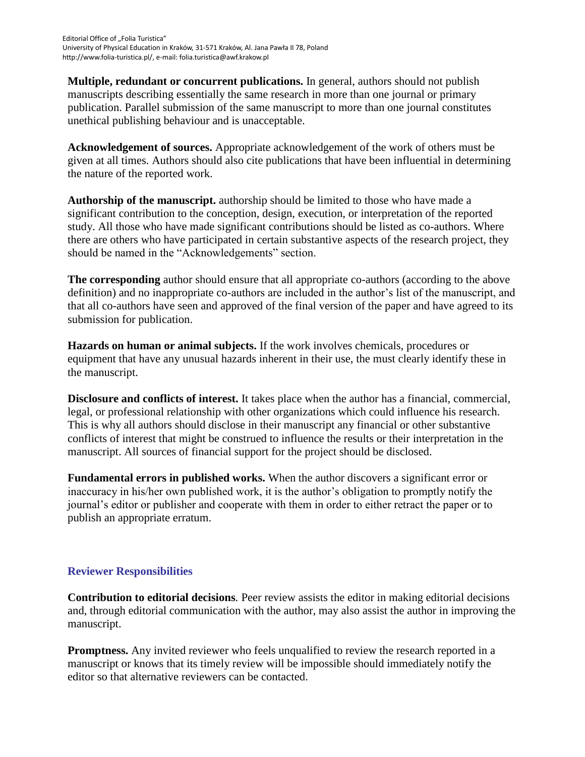**Multiple, redundant or concurrent publications.** In general, authors should not publish manuscripts describing essentially the same research in more than one journal or primary publication. Parallel submission of the same manuscript to more than one journal constitutes unethical publishing behaviour and is unacceptable.

**Acknowledgement of sources.** Appropriate acknowledgement of the work of others must be given at all times. Authors should also cite publications that have been influential in determining the nature of the reported work.

**Authorship of the manuscript.** authorship should be limited to those who have made a significant contribution to the conception, design, execution, or interpretation of the reported study. All those who have made significant contributions should be listed as co-authors. Where there are others who have participated in certain substantive aspects of the research project, they should be named in the "Acknowledgements" section.

**The corresponding** author should ensure that all appropriate co-authors (according to the above definition) and no inappropriate co-authors are included in the author's list of the manuscript, and that all co-authors have seen and approved of the final version of the paper and have agreed to its submission for publication.

**Hazards on human or animal subjects.** If the work involves chemicals, procedures or equipment that have any unusual hazards inherent in their use, the must clearly identify these in the manuscript.

**Disclosure and conflicts of interest.** It takes place when the author has a financial, commercial, legal, or professional relationship with other organizations which could influence his research. This is why all authors should disclose in their manuscript any financial or other substantive conflicts of interest that might be construed to influence the results or their interpretation in the manuscript. All sources of financial support for the project should be disclosed.

**Fundamental errors in published works.** When the author discovers a significant error or inaccuracy in his/her own published work, it is the author's obligation to promptly notify the journal's editor or publisher and cooperate with them in order to either retract the paper or to publish an appropriate erratum.

## Reviewer Responsibilities

**Contribution to editorial decisions**. Peer review assists the editor in making editorial decisions and, through editorial communication with the author, may also assist the author in improving the manuscript.

**Promptness.** Any invited reviewer who feels unqualified to review the research reported in a manuscript or knows that its timely review will be impossible should immediately notify the editor so that alternative reviewers can be contacted.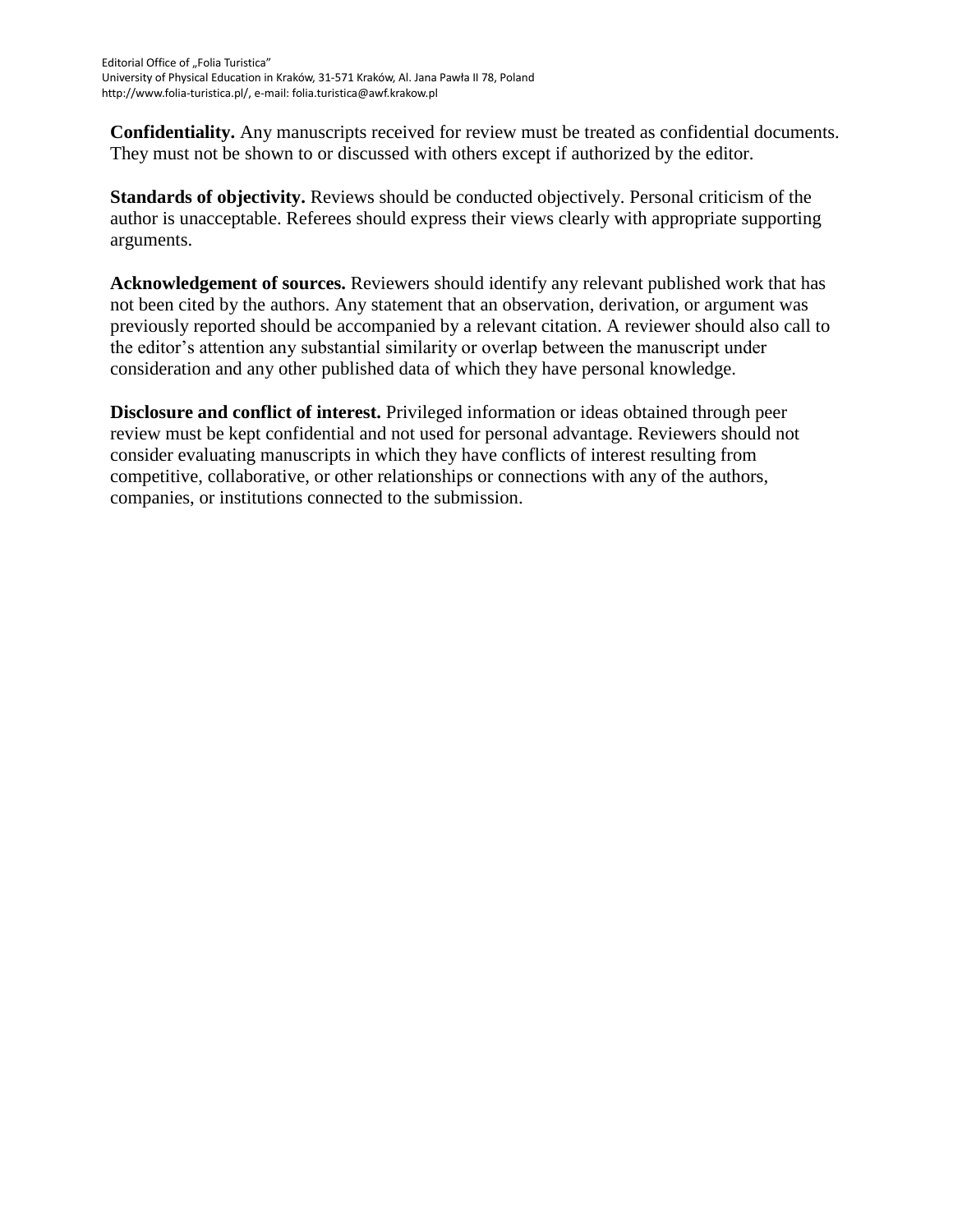**Confidentiality.** Any manuscripts received for review must be treated as confidential documents. They must not be shown to or discussed with others except if authorized by the editor.

**Standards of objectivity.** Reviews should be conducted objectively. Personal criticism of the author is unacceptable. Referees should express their views clearly with appropriate supporting arguments.

**Acknowledgement of sources.** Reviewers should identify any relevant published work that has not been cited by the authors. Any statement that an observation, derivation, or argument was previously reported should be accompanied by a relevant citation. A reviewer should also call to the editor's attention any substantial similarity or overlap between the manuscript under consideration and any other published data of which they have personal knowledge.

**Disclosure and conflict of interest.** Privileged information or ideas obtained through peer review must be kept confidential and not used for personal advantage. Reviewers should not consider evaluating manuscripts in which they have conflicts of interest resulting from competitive, collaborative, or other relationships or connections with any of the authors, companies, or institutions connected to the submission.